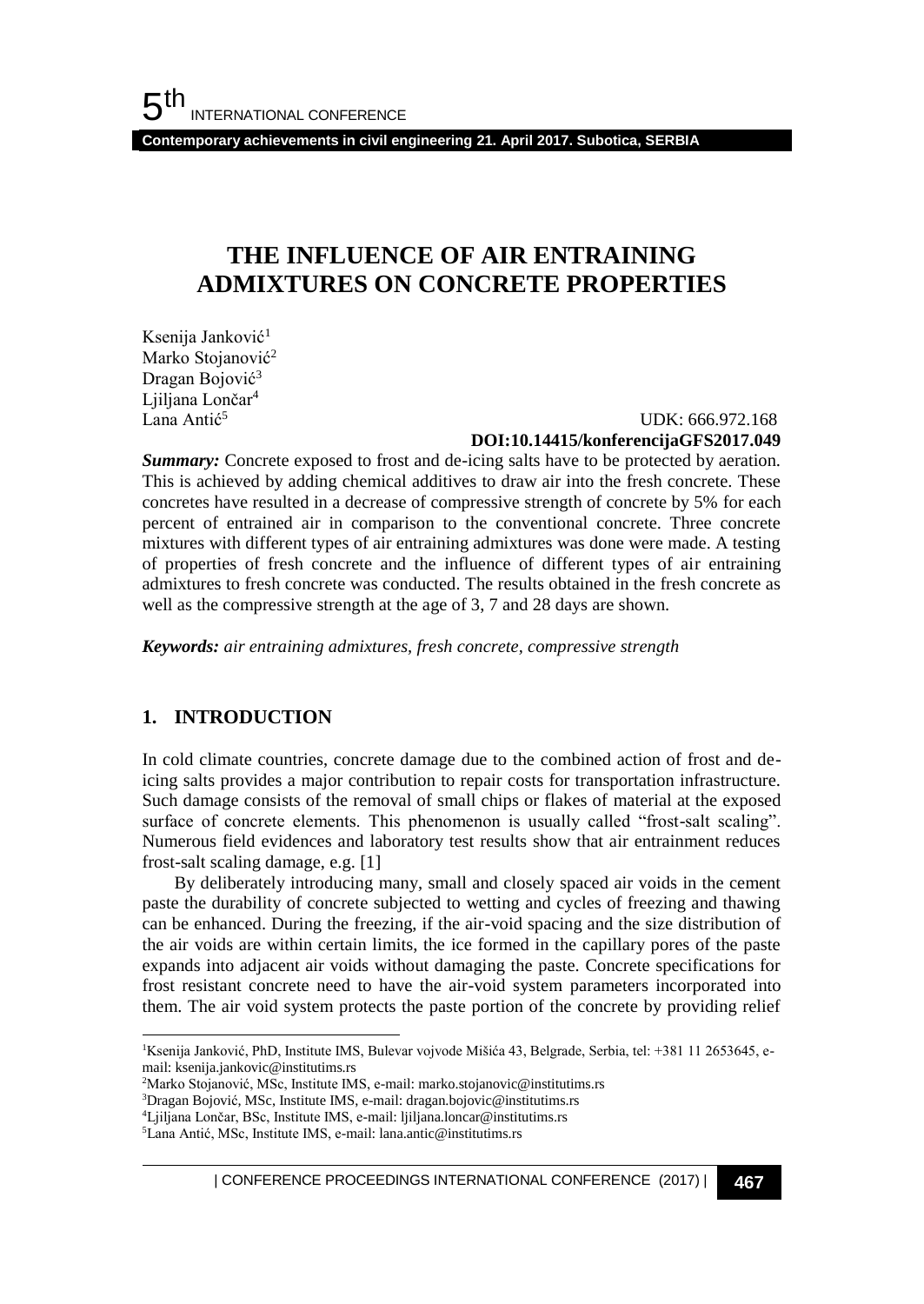# THE INFLUENCE OF AIR ENTRAINING ADMIXTURES ON CONCRETE PROPERTIES

Ksenija Janković[1]
Marko Stojanović[2]
Dragan Bojović[3]
Ljiljana Lončar[4]
Lana Antić[5]

UDK: 666.972.168
**DOI:10.14415/konferencijaGFS2017.049**

***Summary:*** Concrete exposed to frost and de-icing salts have to be protected by aeration. This is achieved by adding chemical additives to draw air into the fresh concrete. These concretes have resulted in a decrease of compressive strength of concrete by 5% for each percent of entrained air in comparison to the conventional concrete. Three concrete mixtures with different types of air entraining admixtures was done were made. A testing of properties of fresh concrete and the influence of different types of air entraining admixtures to fresh concrete was conducted. The results obtained in the fresh concrete as well as the compressive strength at the age of 3, 7 and 28 days are shown.

***Keywords:*** *air entraining admixtures, fresh concrete, compressive strength*

## 1. INTRODUCTION

In cold climate countries, concrete damage due to the combined action of frost and de-icing salts provides a major contribution to repair costs for transportation infrastructure. Such damage consists of the removal of small chips or flakes of material at the exposed surface of concrete elements. This phenomenon is usually called "frost-salt scaling". Numerous field evidences and laboratory test results show that air entrainment reduces frost-salt scaling damage, e.g. [1]

By deliberately introducing many, small and closely spaced air voids in the cement paste the durability of concrete subjected to wetting and cycles of freezing and thawing can be enhanced. During the freezing, if the air-void spacing and the size distribution of the air voids are within certain limits, the ice formed in the capillary pores of the paste expands into adjacent air voids without damaging the paste. Concrete specifications for frost resistant concrete need to have the air-void system parameters incorporated into them. The air void system protects the paste portion of the concrete by providing relief

---

[1] Ksenija Janković, PhD, Institute IMS, Bulevar vojvode Mišića 43, Belgrade, Serbia, tel: +381 11 2653645, e-mail: ksenija.jankovic@institutims.rs

[2] Marko Stojanović, MSc, Institute IMS, e-mail: marko.stojanovic@institutims.rs

[3] Dragan Bojović, MSc, Institute IMS, e-mail: dragan.bojovic@institutims.rs

[4] Ljiljana Lončar, BSc, Institute IMS, e-mail: ljiljana.loncar@institutims.rs

[5] Lana Antić, MSc, Institute IMS, e-mail: lana.antic@institutims.rs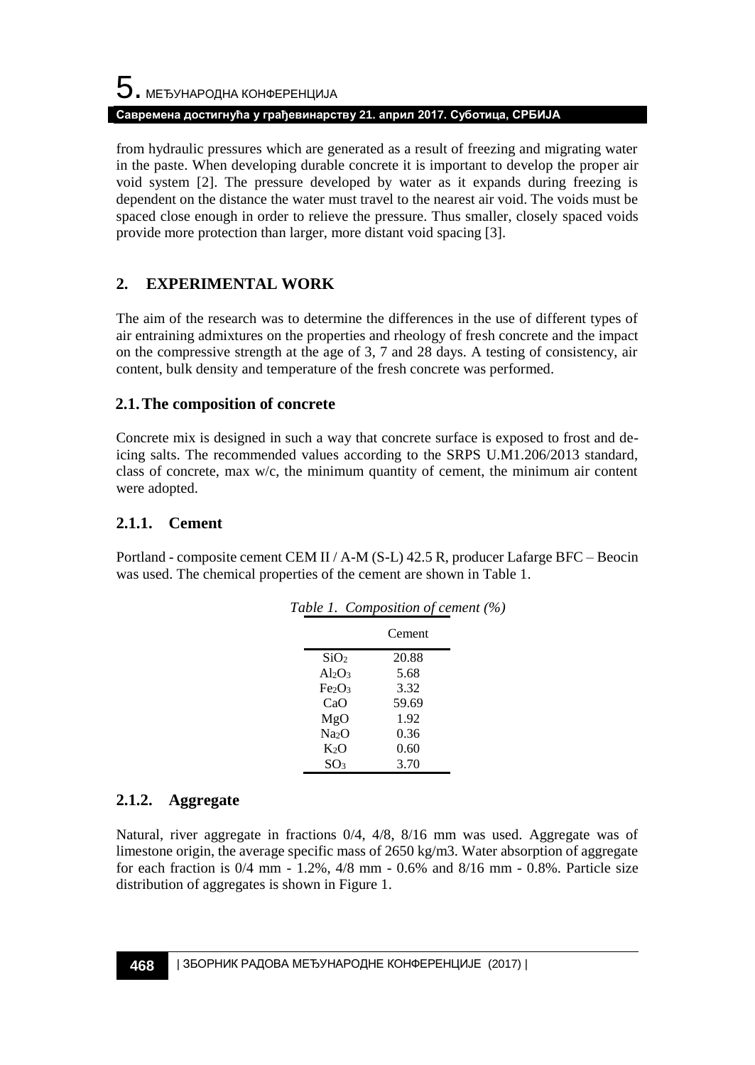from hydraulic pressures which are generated as a result of freezing and migrating water in the paste. When developing durable concrete it is important to develop the proper air void system [2]. The pressure developed by water as it expands during freezing is dependent on the distance the water must travel to the nearest air void. The voids must be spaced close enough in order to relieve the pressure. Thus smaller, closely spaced voids provide more protection than larger, more distant void spacing [3].

## 2. EXPERIMENTAL WORK

The aim of the research was to determine the differences in the use of different types of air entraining admixtures on the properties and rheology of fresh concrete and the impact on the compressive strength at the age of 3, 7 and 28 days. A testing of consistency, air content, bulk density and temperature of the fresh concrete was performed.

### 2.1. The composition of concrete

Concrete mix is designed in such a way that concrete surface is exposed to frost and de-icing salts. The recommended values according to the SRPS U.M1.206/2013 standard, class of concrete, max w/c, the minimum quantity of cement, the minimum air content were adopted.

#### 2.1.1. Cement

Portland - composite cement CEM II / A-M (S-L) 42.5 R, producer Lafarge BFC – Beocin was used. The chemical properties of the cement are shown in Table 1.

*Table 1. Composition of cement (%)*

| | Cement |
|---|---|
| $SiO_2$ | 20.88 |
| $Al_2O_3$ | 5.68 |
| $Fe_2O_3$ | 3.32 |
| CaO | 59.69 |
| MgO | 1.92 |
| $Na_2O$ | 0.36 |
| $K_2O$ | 0.60 |
| $SO_3$ | 3.70 |

#### 2.1.2. Aggregate

Natural, river aggregate in fractions 0/4, 4/8, 8/16 mm was used. Aggregate was of limestone origin, the average specific mass of 2650 kg/m3. Water absorption of aggregate for each fraction is 0/4 mm - 1.2%, 4/8 mm - 0.6% and 8/16 mm - 0.8%. Particle size distribution of aggregates is shown in Figure 1.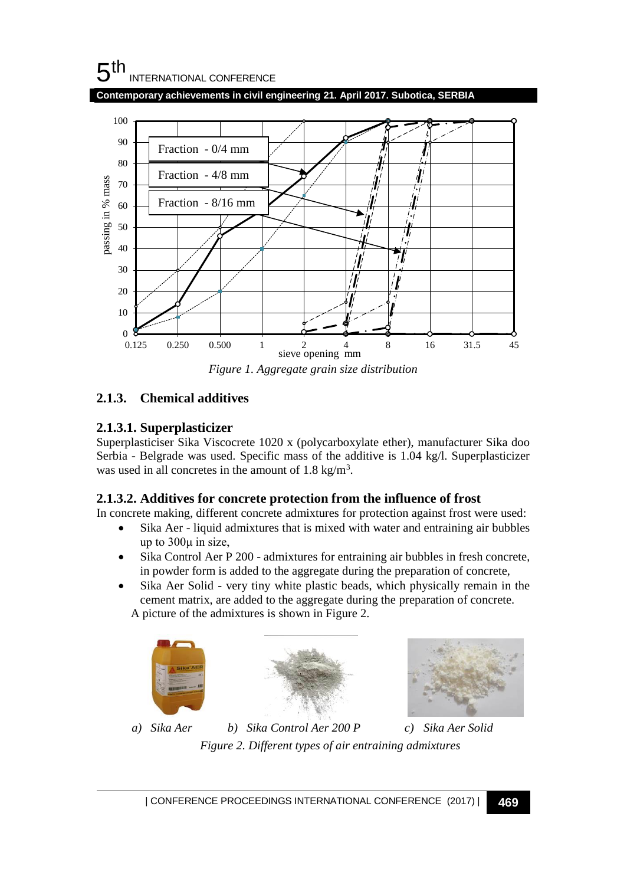Figure 1. Aggregate grain size distribution

### 2.1.3. Chemical additives

#### 2.1.3.1. Superplasticizer

Superplasticiser Sika Viscocrete 1020 x (polycarboxylate ether), manufacturer Sika doo Serbia - Belgrade was used. Specific mass of the additive is 1.04 kg/l. Superplasticizer was used in all concretes in the amount of 1.8 kg/m$^3$.

#### 2.1.3.2. Additives for concrete protection from the influence of frost

In concrete making, different concrete admixtures for protection against frost were used:

- Sika Aer - liquid admixtures that is mixed with water and entraining air bubbles up to 300μ in size,
- Sika Control Aer P 200 - admixtures for entraining air bubbles in fresh concrete, in powder form is added to the aggregate during the preparation of concrete,
- Sika Aer Solid - very tiny white plastic beads, which physically remain in the cement matrix, are added to the aggregate during the preparation of concrete.

A picture of the admixtures is shown in Figure 2.

a) Sika Aer b) Sika Control Aer 200 P c) Sika Aer Solid

Figure 2. Different types of air entraining admixtures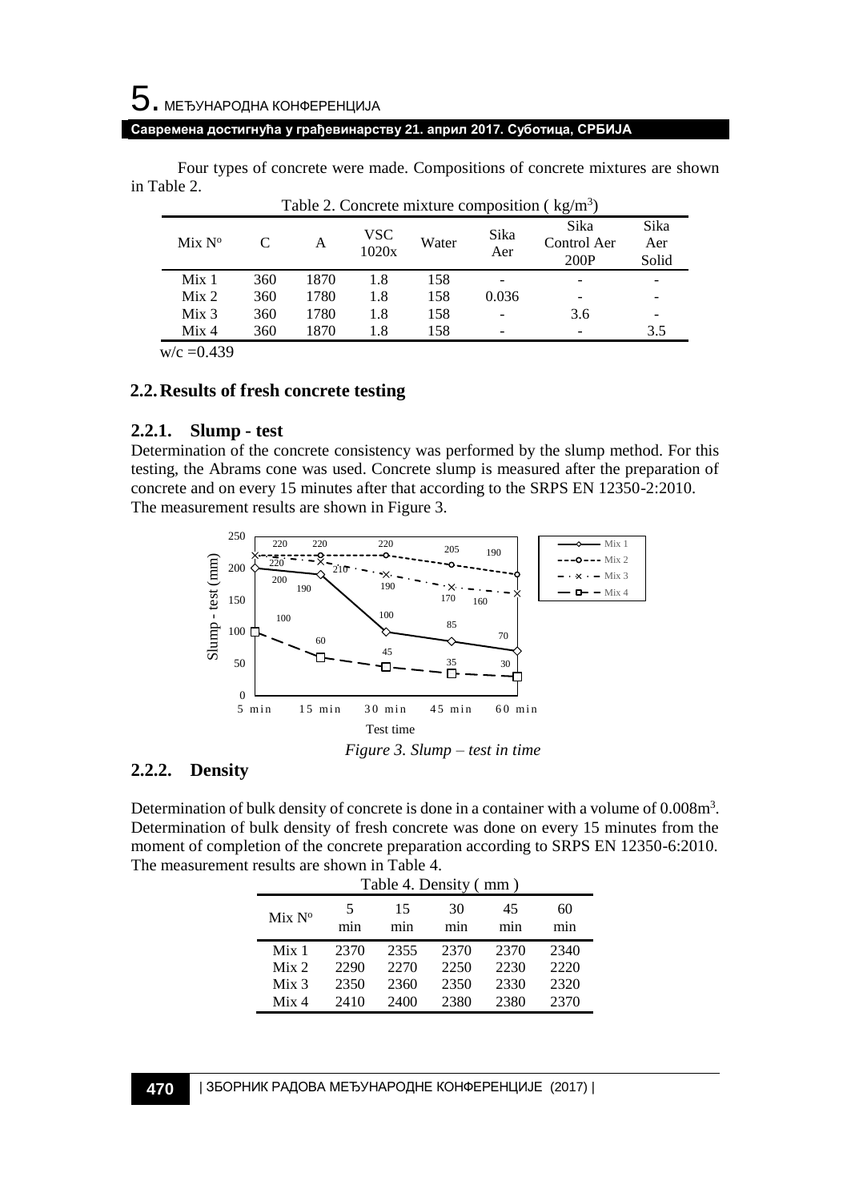Four types of concrete were made. Compositions of concrete mixtures are shown in Table 2.

Table 2. Concrete mixture composition ( $kg/m^3$)

| Mix N° | C | A | VSC 1020x | Water | Sika Aer | Sika Control Aer 200P | Sika Aer Solid |
|---|---|---|---|---|---|---|---|
| Mix 1 | 360 | 1870 | 1.8 | 158 | - | - | - |
| Mix 2 | 360 | 1780 | 1.8 | 158 | 0.036 | - | - |
| Mix 3 | 360 | 1780 | 1.8 | 158 | - | 3.6 | - |
| Mix 4 | 360 | 1870 | 1.8 | 158 | - | - | 3.5 |

w/c =0.439

## 2.2. Results of fresh concrete testing

### 2.2.1. Slump - test

Determination of the concrete consistency was performed by the slump method. For this testing, the Abrams cone was used. Concrete slump is measured after the preparation of concrete and on every 15 minutes after that according to the SRPS EN 12350-2:2010. The measurement results are shown in Figure 3.

*Figure 3. Slump – test in time*

### 2.2.2. Density

Determination of bulk density of concrete is done in a container with a volume of $0.008m^3$. Determination of bulk density of fresh concrete was done on every 15 minutes from the moment of completion of the concrete preparation according to SRPS EN 12350-6:2010. The measurement results are shown in Table 4.

Table 4. Density ( mm )

| Mix N° | 5 min | 15 min | 30 min | 45 min | 60 min |
|---|---|---|---|---|---|
| Mix 1 | 2370 | 2355 | 2370 | 2370 | 2340 |
| Mix 2 | 2290 | 2270 | 2250 | 2230 | 2220 |
| Mix 3 | 2350 | 2360 | 2350 | 2330 | 2320 |
| Mix 4 | 2410 | 2400 | 2380 | 2380 | 2370 |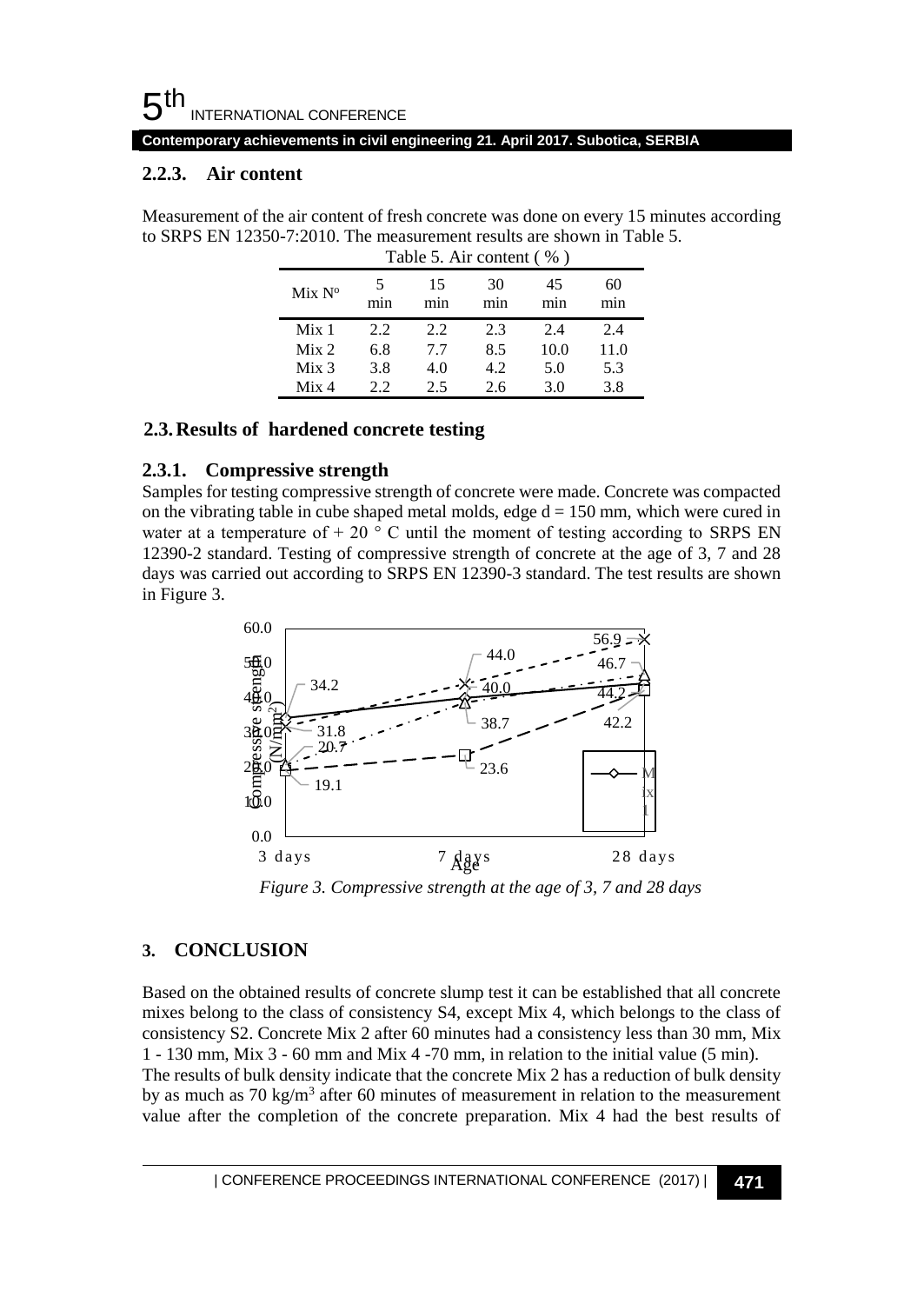### 2.2.3. Air content

Measurement of the air content of fresh concrete was done on every 15 minutes according to SRPS EN 12350-7:2010. The measurement results are shown in Table 5.

Table 5. Air content ( % )

| Mix N° | 5 min | 15 min | 30 min | 45 min | 60 min |
|---|---|---|---|---|---|
| Mix 1 | 2.2 | 2.2 | 2.3 | 2.4 | 2.4 |
| Mix 2 | 6.8 | 7.7 | 8.5 | 10.0 | 11.0 |
| Mix 3 | 3.8 | 4.0 | 4.2 | 5.0 | 5.3 |
| Mix 4 | 2.2 | 2.5 | 2.6 | 3.0 | 3.8 |

## 2.3. Results of hardened concrete testing

### 2.3.1. Compressive strength

Samples for testing compressive strength of concrete were made. Concrete was compacted on the vibrating table in cube shaped metal molds, edge d = 150 mm, which were cured in water at a temperature of + 20 ° C until the moment of testing according to SRPS EN 12390-2 standard. Testing of compressive strength of concrete at the age of 3, 7 and 28 days was carried out according to SRPS EN 12390-3 standard. The test results are shown in Figure 3.

*Figure 3. Compressive strength at the age of 3, 7 and 28 days*

## 3. CONCLUSION

Based on the obtained results of concrete slump test it can be established that all concrete mixes belong to the class of consistency S4, except Mix 4, which belongs to the class of consistency S2. Concrete Mix 2 after 60 minutes had a consistency less than 30 mm, Mix 1 - 130 mm, Mix 3 - 60 mm and Mix 4 -70 mm, in relation to the initial value (5 min).

The results of bulk density indicate that the concrete Mix 2 has a reduction of bulk density by as much as 70 kg/m$^3$ after 60 minutes of measurement in relation to the measurement value after the completion of the concrete preparation. Mix 4 had the best results of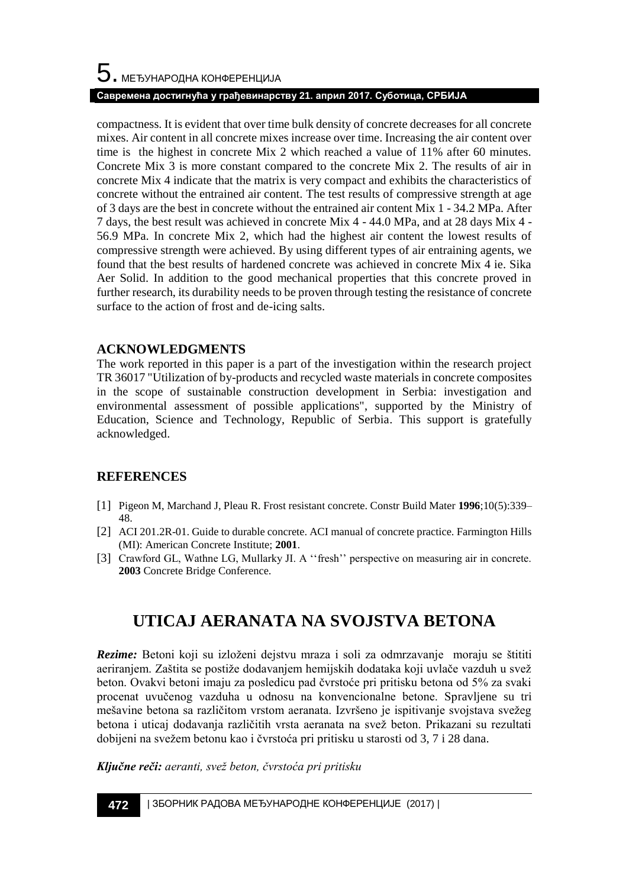compactness. It is evident that over time bulk density of concrete decreases for all concrete mixes. Air content in all concrete mixes increase over time. Increasing the air content over time is the highest in concrete Mix 2 which reached a value of 11% after 60 minutes. Concrete Mix 3 is more constant compared to the concrete Mix 2. The results of air in concrete Mix 4 indicate that the matrix is very compact and exhibits the characteristics of concrete without the entrained air content. The test results of compressive strength at age of 3 days are the best in concrete without the entrained air content Mix 1 - 34.2 MPa. After 7 days, the best result was achieved in concrete Mix 4 - 44.0 MPa, and at 28 days Mix 4 - 56.9 MPa. In concrete Mix 2, which had the highest air content the lowest results of compressive strength were achieved. By using different types of air entraining agents, we found that the best results of hardened concrete was achieved in concrete Mix 4 ie. Sika Aer Solid. In addition to the good mechanical properties that this concrete proved in further research, its durability needs to be proven through testing the resistance of concrete surface to the action of frost and de-icing salts.

### ACKNOWLEDGMENTS

The work reported in this paper is a part of the investigation within the research project TR 36017 "Utilization of by-products and recycled waste materials in concrete composites in the scope of sustainable construction development in Serbia: investigation and environmental assessment of possible applications", supported by the Ministry of Education, Science and Technology, Republic of Serbia. This support is gratefully acknowledged.

### REFERENCES

[1] Pigeon M, Marchand J, Pleau R. Frost resistant concrete. Constr Build Mater **1996**;10(5):339–48.

[2] ACI 201.2R-01. Guide to durable concrete. ACI manual of concrete practice. Farmington Hills (MI): American Concrete Institute; **2001**.

[3] Crawford GL, Wathne LG, Mullarky JI. A ''fresh'' perspective on measuring air in concrete. **2003** Concrete Bridge Conference.

## UTICAJ AERANATA NA SVOJSTVA BETONA

***Rezime:*** Betoni koji su izloženi dejstvu mraza i soli za odmrzavanje moraju se štititi aeriranjem. Zaštita se postiže dodavanjem hemijskih dodataka koji uvlače vazduh u svež beton. Ovakvi betoni imaju za posledicu pad čvrstoće pri pritisku betona od 5% za svaki procenat uvučenog vazduha u odnosu na konvencionalne betone. Spravljene su tri mešavine betona sa različitom vrstom aeranata. Izvršeno je ispitivanje svojstava svežeg betona i uticaj dodavanja različitih vrsta aeranata na svež beton. Prikazani su rezultati dobijeni na svežem betonu kao i čvrstoća pri pritisku u starosti od 3, 7 i 28 dana.

***Ključne reči:*** *aeranti, svež beton, čvrstoća pri pritisku*